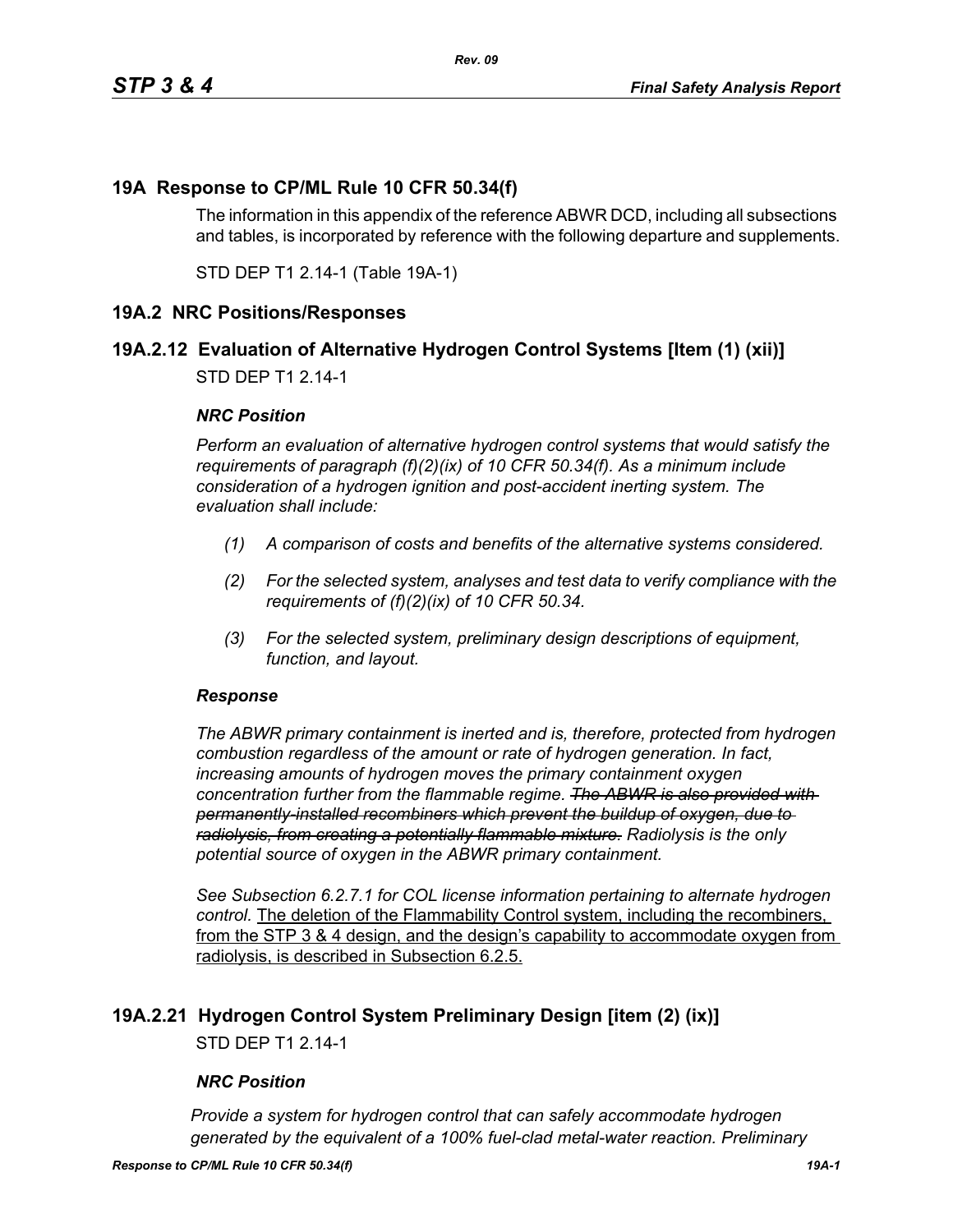# 19A Response to CP/ML Rule 10 CFR 50.34(f)

The information in this appendix of the reference ABWR DCD, including all subsections and tables, is incorporated by reference with the following departure and supplements.

STD DEP T1 2.14-1 (Table 19A-1)

## 19A.2 NRC Positions/Responses

### 19A.2.12 Evaluation of Alternative Hydrogen Control Systems [Item (1) (xii)]

STD DEP T1 2.14-1

#### *NRC Position*

*Perform an evaluation of alternative hydrogen control systems that would satisfy the requirements of paragraph (f)(2)(ix) of 10 CFR 50.34(f). As a minimum include consideration of a hydrogen ignition and post-accident inerting system. The evaluation shall include:*

*(1) A comparison of costs and benefits of the alternative systems considered.*

*(2) For the selected system, analyses and test data to verify compliance with the requirements of (f)(2)(ix) of 10 CFR 50.34.*

*(3) For the selected system, preliminary design descriptions of equipment, function, and layout.*

#### *Response*

*The ABWR primary containment is inerted and is, therefore, protected from hydrogen combustion regardless of the amount or rate of hydrogen generation. In fact, increasing amounts of hydrogen moves the primary containment oxygen concentration further from the flammable regime.* ~~*The ABWR is also provided with permanently-installed recombiners which prevent the buildup of oxygen, due to radiolysis, from creating a potentially flammable mixture.*~~ *Radiolysis is the only potential source of oxygen in the ABWR primary containment.*

*See Subsection 6.2.7.1 for COL license information pertaining to alternate hydrogen control.* <u>The deletion of the Flammability Control system, including the recombiners, from the STP 3 & 4 design, and the design's capability to accommodate oxygen from radiolysis, is described in Subsection 6.2.5.</u>

### 19A.2.21 Hydrogen Control System Preliminary Design [item (2) (ix)]

STD DEP T1 2.14-1

#### *NRC Position*

*Provide a system for hydrogen control that can safely accommodate hydrogen generated by the equivalent of a 100% fuel-clad metal-water reaction. Preliminary*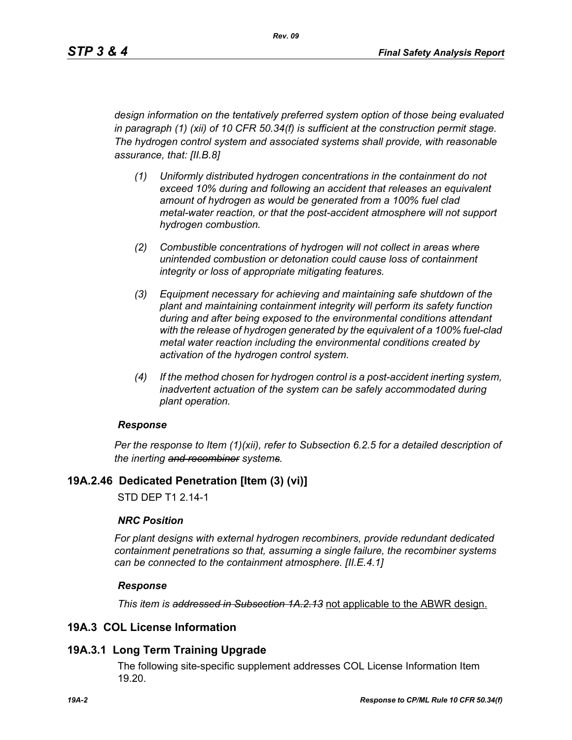*design information on the tentatively preferred system option of those being evaluated in paragraph (1) (xii) of 10 CFR 50.34(f) is sufficient at the construction permit stage. The hydrogen control system and associated systems shall provide, with reasonable assurance, that: [II.B.8]*

- *(1) Uniformly distributed hydrogen concentrations in the containment do not exceed 10% during and following an accident that releases an equivalent amount of hydrogen as would be generated from a 100% fuel clad metal-water reaction, or that the post-accident atmosphere will not support hydrogen combustion.*
- *(2) Combustible concentrations of hydrogen will not collect in areas where unintended combustion or detonation could cause loss of containment integrity or loss of appropriate mitigating features.*
- *(3) Equipment necessary for achieving and maintaining safe shutdown of the plant and maintaining containment integrity will perform its safety function during and after being exposed to the environmental conditions attendant with the release of hydrogen generated by the equivalent of a 100% fuel-clad metal water reaction including the environmental conditions created by activation of the hydrogen control system.*
- *(4) If the method chosen for hydrogen control is a post-accident inerting system, inadvertent actuation of the system can be safely accommodated during plant operation.*

***Response***

*Per the response to Item (1)(xii), refer to Subsection 6.2.5 for a detailed description of the inerting ~~and recombiner~~ system~~s~~.*

## 19A.2.46 Dedicated Penetration [Item (3) (vi)]

STD DEP T1 2.14-1

***NRC Position***

*For plant designs with external hydrogen recombiners, provide redundant dedicated containment penetrations so that, assuming a single failure, the recombiner systems can be connected to the containment atmosphere. [II.E.4.1]*

***Response***

*This item is ~~addressed in Subsection 1A.2.13~~* <u>not applicable to the ABWR design.</u>

# 19A.3 COL License Information

## 19A.3.1 Long Term Training Upgrade

The following site-specific supplement addresses COL License Information Item 19.20.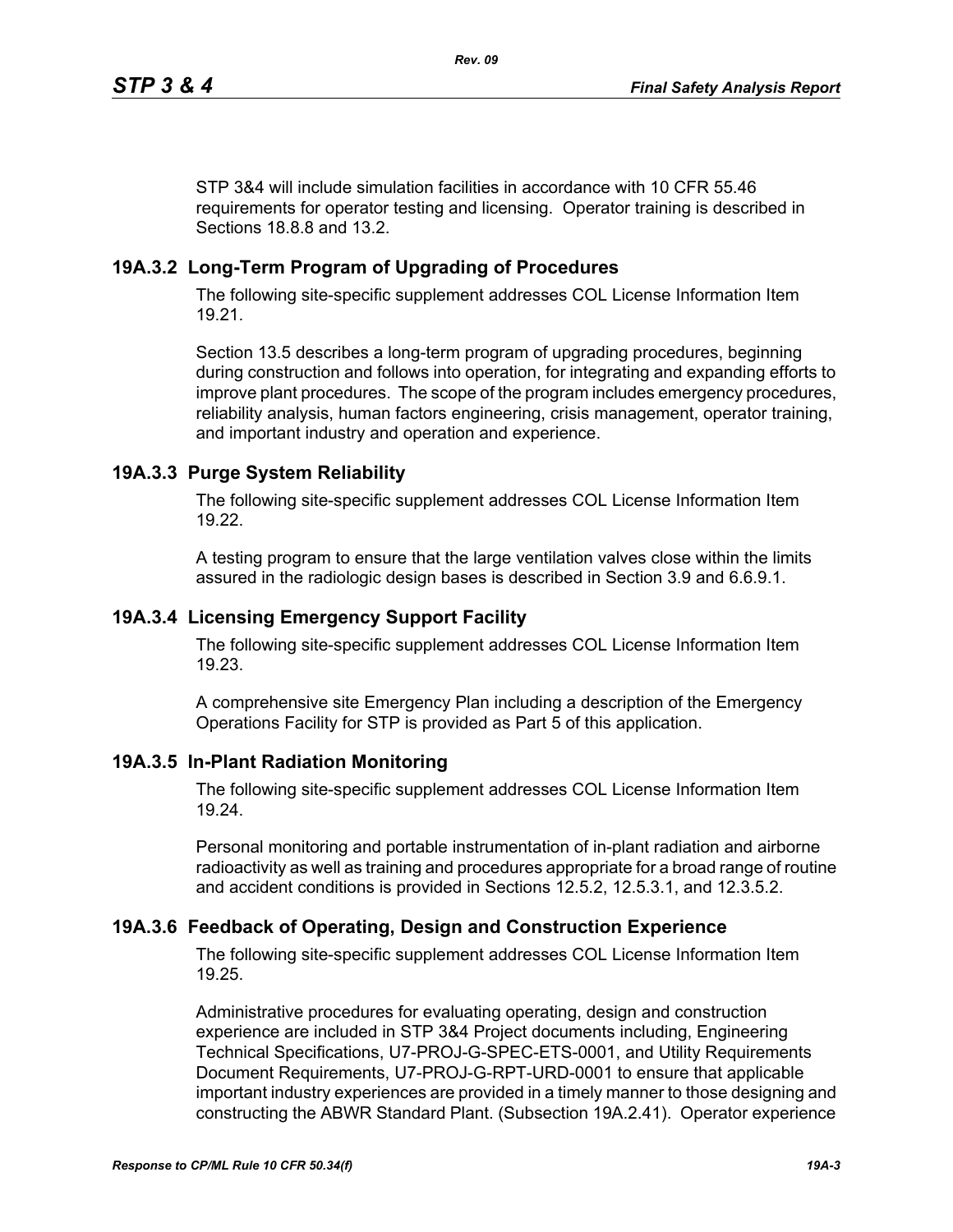STP 3&4 will include simulation facilities in accordance with 10 CFR 55.46 requirements for operator testing and licensing. Operator training is described in Sections 18.8.8 and 13.2.

## 19A.3.2 Long-Term Program of Upgrading of Procedures

The following site-specific supplement addresses COL License Information Item 19.21.

Section 13.5 describes a long-term program of upgrading procedures, beginning during construction and follows into operation, for integrating and expanding efforts to improve plant procedures. The scope of the program includes emergency procedures, reliability analysis, human factors engineering, crisis management, operator training, and important industry and operation and experience.

## 19A.3.3 Purge System Reliability

The following site-specific supplement addresses COL License Information Item 19.22.

A testing program to ensure that the large ventilation valves close within the limits assured in the radiologic design bases is described in Section 3.9 and 6.6.9.1.

## 19A.3.4 Licensing Emergency Support Facility

The following site-specific supplement addresses COL License Information Item 19.23.

A comprehensive site Emergency Plan including a description of the Emergency Operations Facility for STP is provided as Part 5 of this application.

## 19A.3.5 In-Plant Radiation Monitoring

The following site-specific supplement addresses COL License Information Item 19.24.

Personal monitoring and portable instrumentation of in-plant radiation and airborne radioactivity as well as training and procedures appropriate for a broad range of routine and accident conditions is provided in Sections 12.5.2, 12.5.3.1, and 12.3.5.2.

## 19A.3.6 Feedback of Operating, Design and Construction Experience

The following site-specific supplement addresses COL License Information Item 19.25.

Administrative procedures for evaluating operating, design and construction experience are included in STP 3&4 Project documents including, Engineering Technical Specifications, U7-PROJ-G-SPEC-ETS-0001, and Utility Requirements Document Requirements, U7-PROJ-G-RPT-URD-0001 to ensure that applicable important industry experiences are provided in a timely manner to those designing and constructing the ABWR Standard Plant. (Subsection 19A.2.41). Operator experience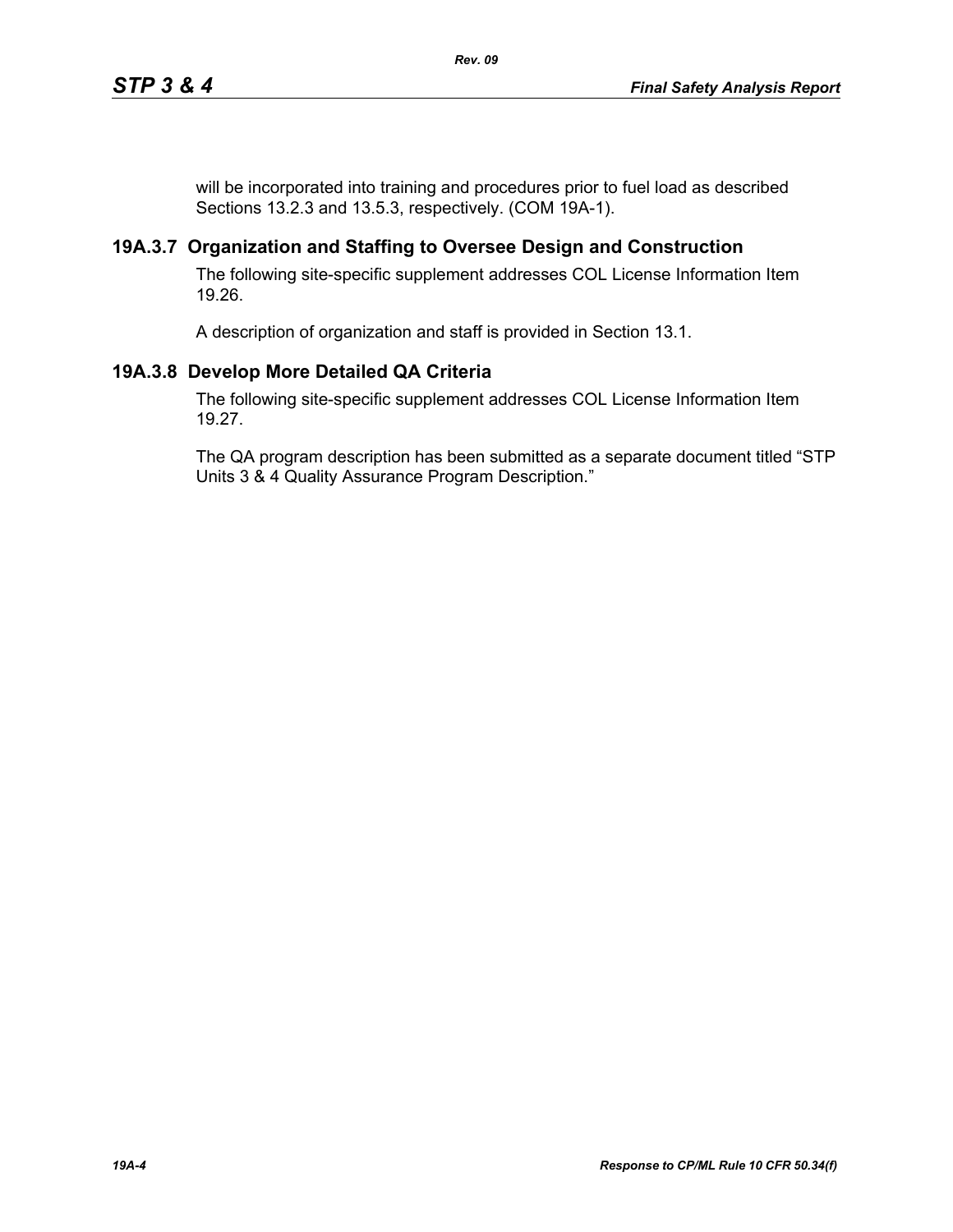will be incorporated into training and procedures prior to fuel load as described Sections 13.2.3 and 13.5.3, respectively. (COM 19A-1).

### 19A.3.7 Organization and Staffing to Oversee Design and Construction

The following site-specific supplement addresses COL License Information Item 19.26.

A description of organization and staff is provided in Section 13.1.

### 19A.3.8 Develop More Detailed QA Criteria

The following site-specific supplement addresses COL License Information Item 19.27.

The QA program description has been submitted as a separate document titled "STP Units 3 & 4 Quality Assurance Program Description."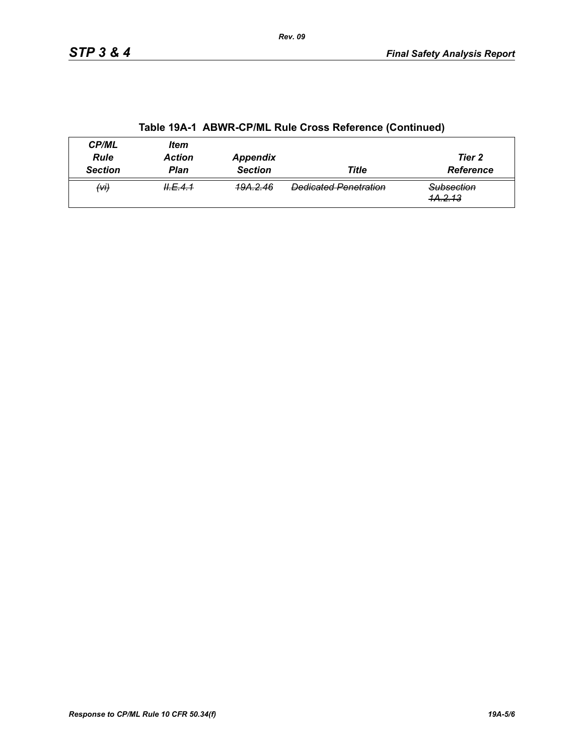**Table 19A-1 ABWR-CP/ML Rule Cross Reference (Continued)**

| *CP/ML Rule Section* | *Item Action Plan* | *Appendix Section* | *Title* | *Tier 2 Reference* |
|---|---|---|---|---|
| ~~*(vi)*~~ | ~~*II.E.4.1*~~ | ~~*19A.2.46*~~ | ~~*Dedicated Penetration*~~ | ~~*Subsection 1A.2.13*~~ |